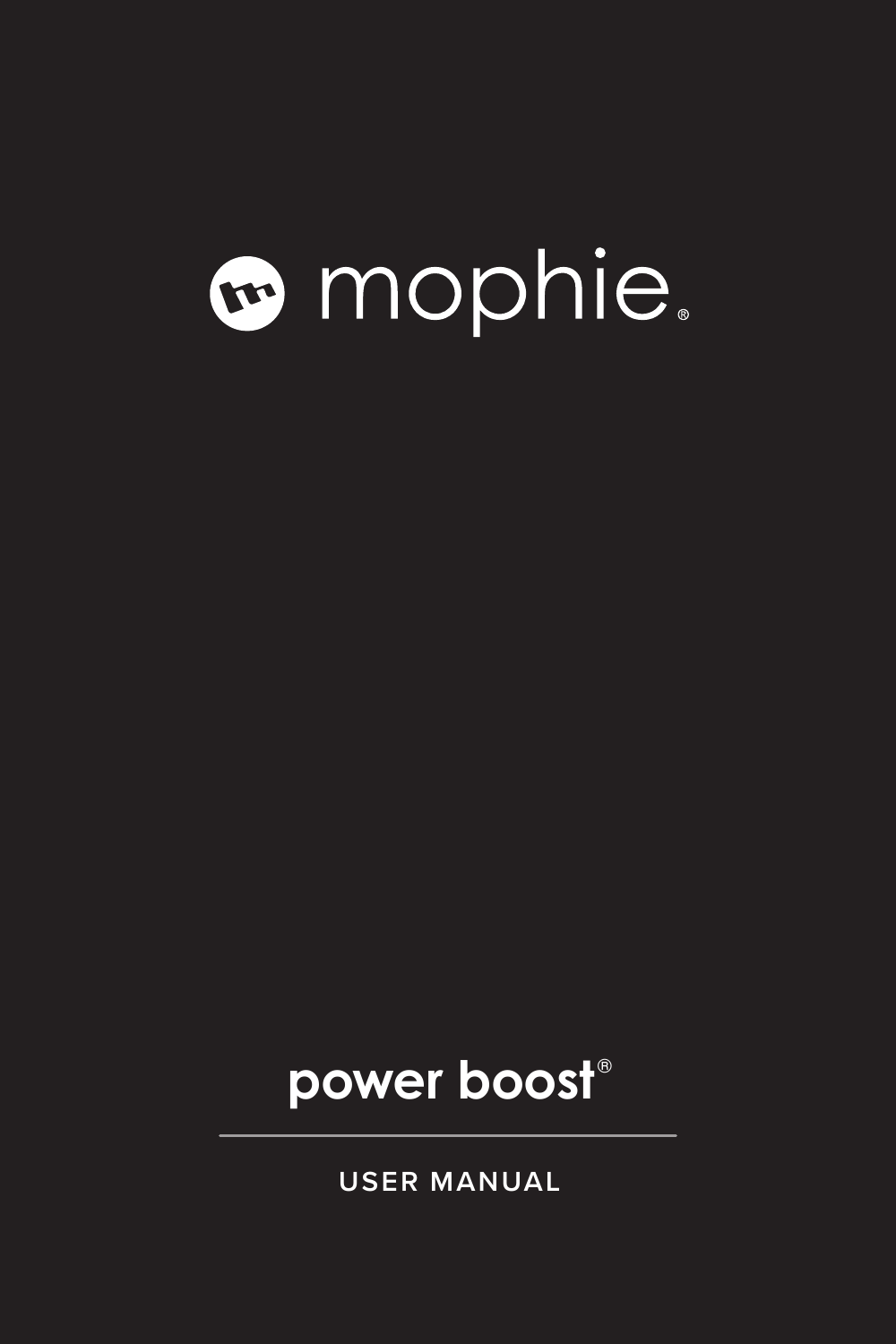mophie®

# power boost®

USER MANUAL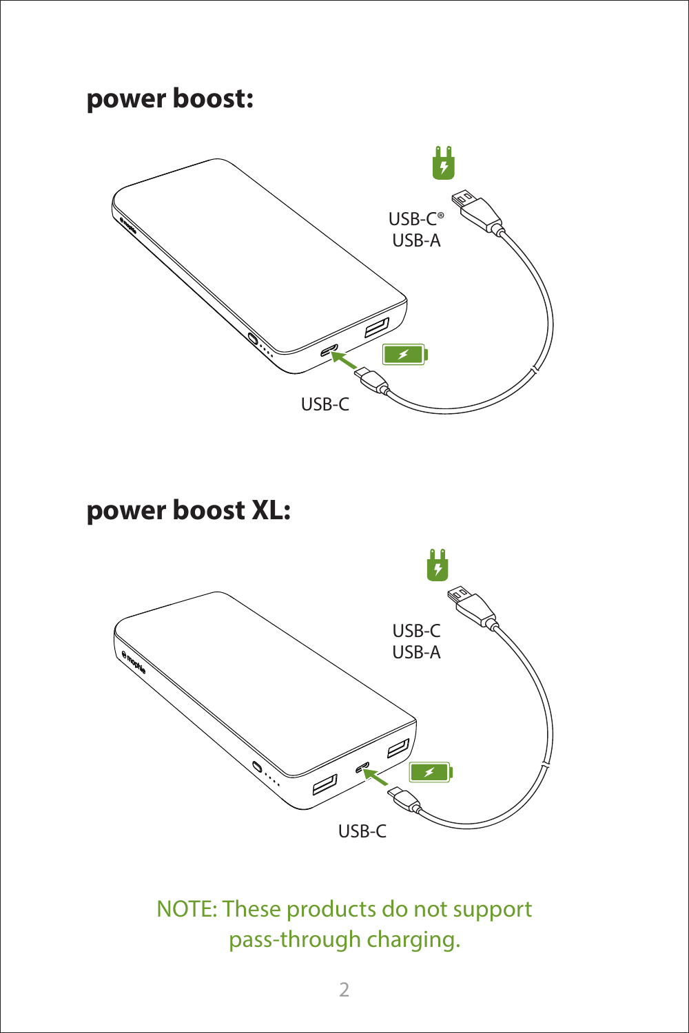## power boost:

USB-C®
USB-A

USB-C

## power boost XL:

USB-C
USB-A

USB-C

NOTE: These products do not support pass-through charging.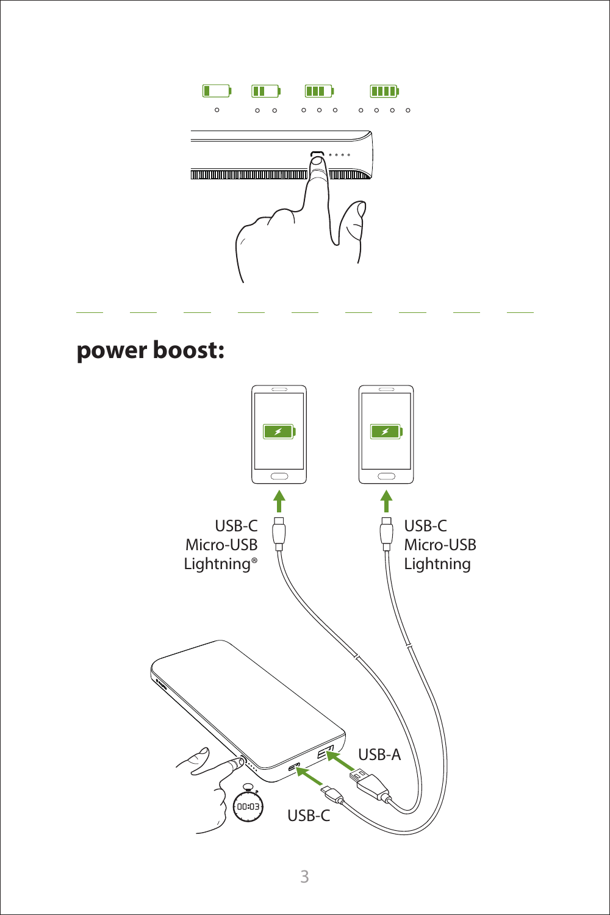## power boost:

USB-C
Micro-USB
Lightning®

USB-C
Micro-USB
Lightning

USB-A

USB-C

00:03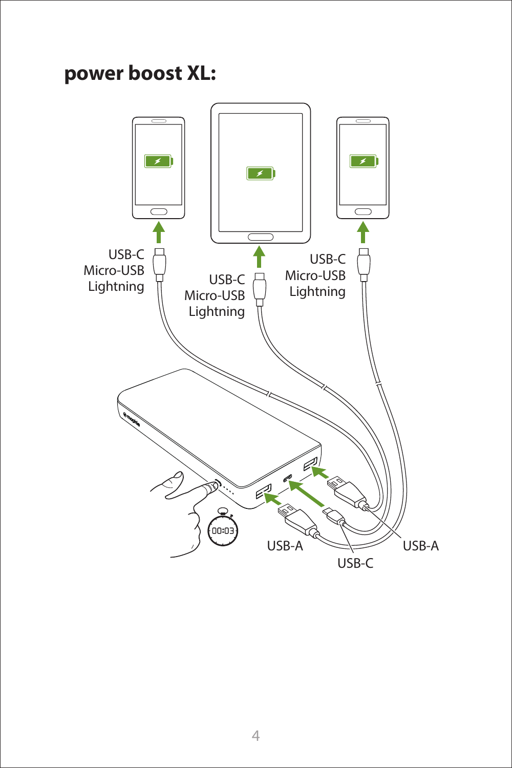## power boost XL:

USB-C
Micro-USB
Lightning

USB-C
Micro-USB
Lightning

USB-C
Micro-USB
Lightning

00:03

USB-A

USB-C

USB-A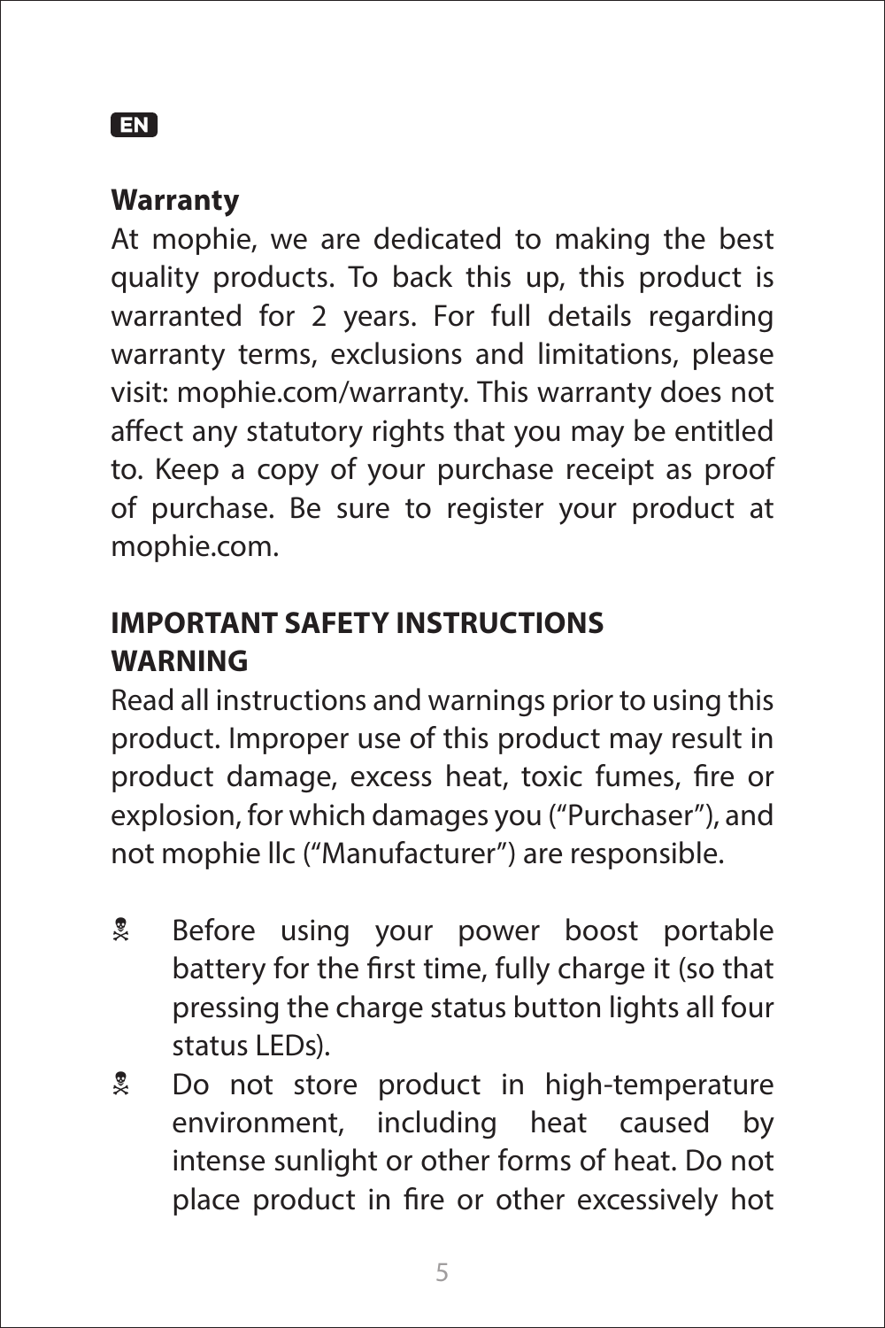EN

## Warranty

At mophie, we are dedicated to making the best quality products. To back this up, this product is warranted for 2 years. For full details regarding warranty terms, exclusions and limitations, please visit: mophie.com/warranty. This warranty does not affect any statutory rights that you may be entitled to. Keep a copy of your purchase receipt as proof of purchase. Be sure to register your product at mophie.com.

## IMPORTANT SAFETY INSTRUCTIONS

## WARNING

Read all instructions and warnings prior to using this product. Improper use of this product may result in product damage, excess heat, toxic fumes, fire or explosion, for which damages you ("Purchaser"), and not mophie llc ("Manufacturer") are responsible.

- Before using your power boost portable battery for the first time, fully charge it (so that pressing the charge status button lights all four status LEDs).
- Do not store product in high-temperature environment, including heat caused by intense sunlight or other forms of heat. Do not place product in fire or other excessively hot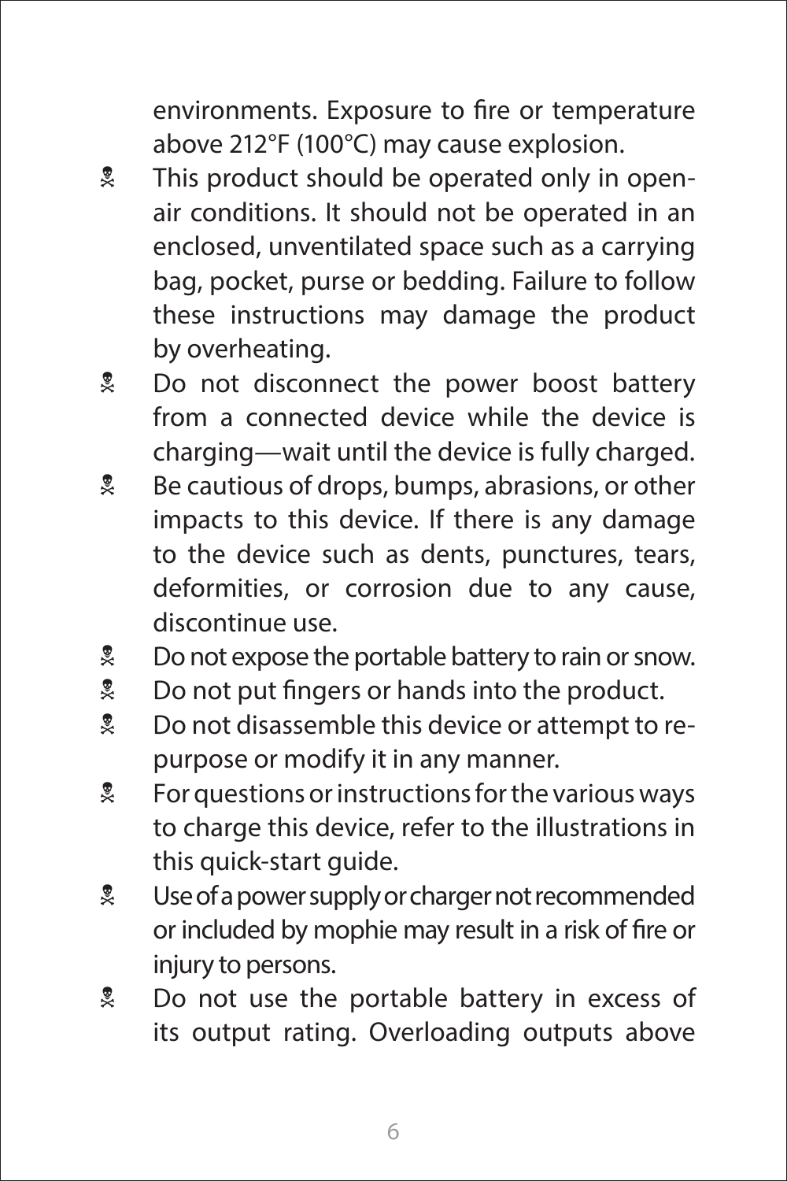environments. Exposure to fire or temperature above 212°F (100°C) may cause explosion.

- This product should be operated only in open-air conditions. It should not be operated in an enclosed, unventilated space such as a carrying bag, pocket, purse or bedding. Failure to follow these instructions may damage the product by overheating.
- Do not disconnect the power boost battery from a connected device while the device is charging—wait until the device is fully charged.
- Be cautious of drops, bumps, abrasions, or other impacts to this device. If there is any damage to the device such as dents, punctures, tears, deformities, or corrosion due to any cause, discontinue use.
- Do not expose the portable battery to rain or snow.
- Do not put fingers or hands into the product.
- Do not disassemble this device or attempt to re-purpose or modify it in any manner.
- For questions or instructions for the various ways to charge this device, refer to the illustrations in this quick-start guide.
- Use of a power supply or charger not recommended or included by mophie may result in a risk of fire or injury to persons.
- Do not use the portable battery in excess of its output rating. Overloading outputs above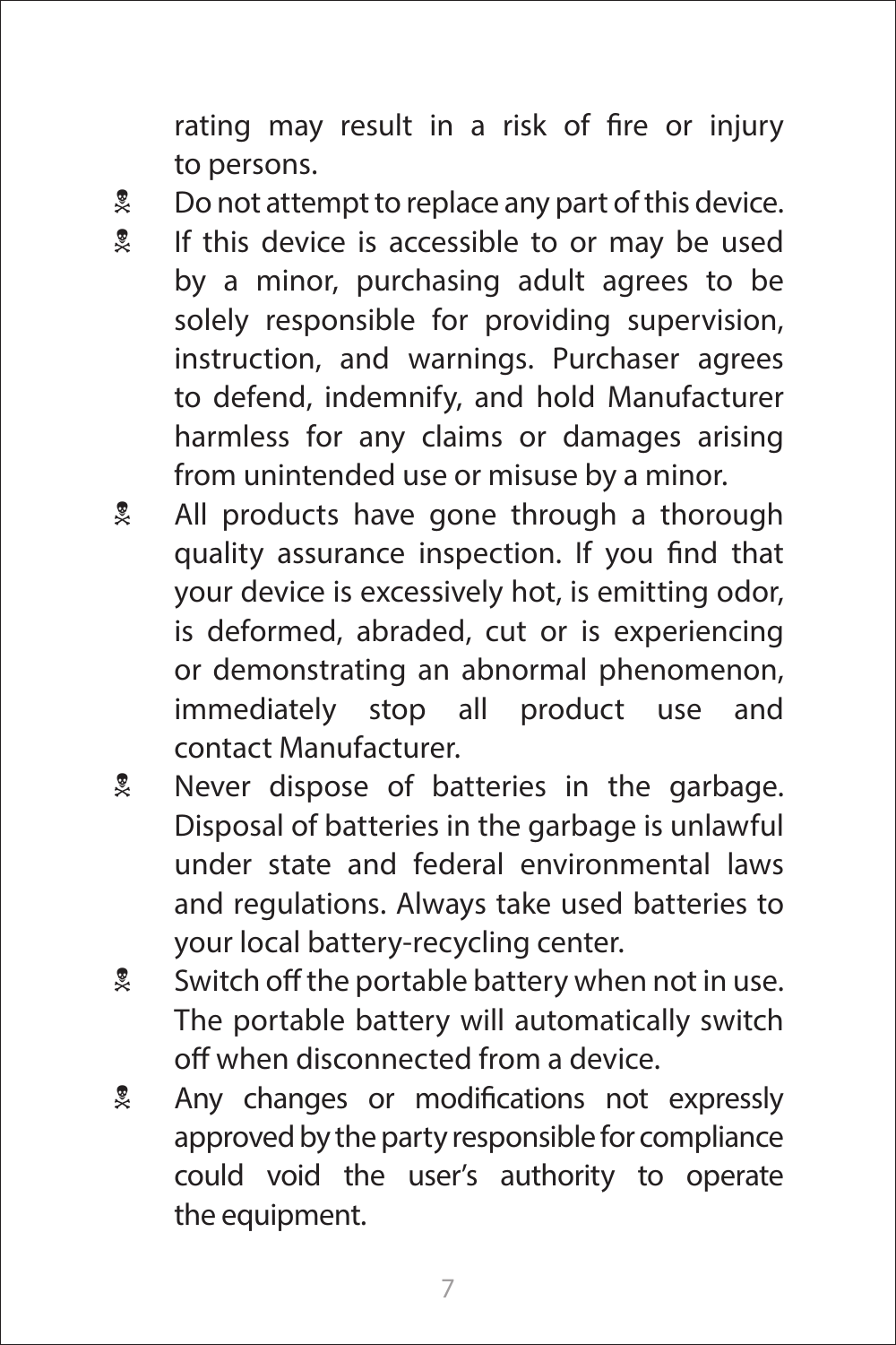rating may result in a risk of fire or injury to persons.

- Do not attempt to replace any part of this device.
- If this device is accessible to or may be used by a minor, purchasing adult agrees to be solely responsible for providing supervision, instruction, and warnings. Purchaser agrees to defend, indemnify, and hold Manufacturer harmless for any claims or damages arising from unintended use or misuse by a minor.
- All products have gone through a thorough quality assurance inspection. If you find that your device is excessively hot, is emitting odor, is deformed, abraded, cut or is experiencing or demonstrating an abnormal phenomenon, immediately stop all product use and contact Manufacturer.
- Never dispose of batteries in the garbage. Disposal of batteries in the garbage is unlawful under state and federal environmental laws and regulations. Always take used batteries to your local battery-recycling center.
- Switch off the portable battery when not in use. The portable battery will automatically switch off when disconnected from a device.
- Any changes or modifications not expressly approved by the party responsible for compliance could void the user's authority to operate the equipment.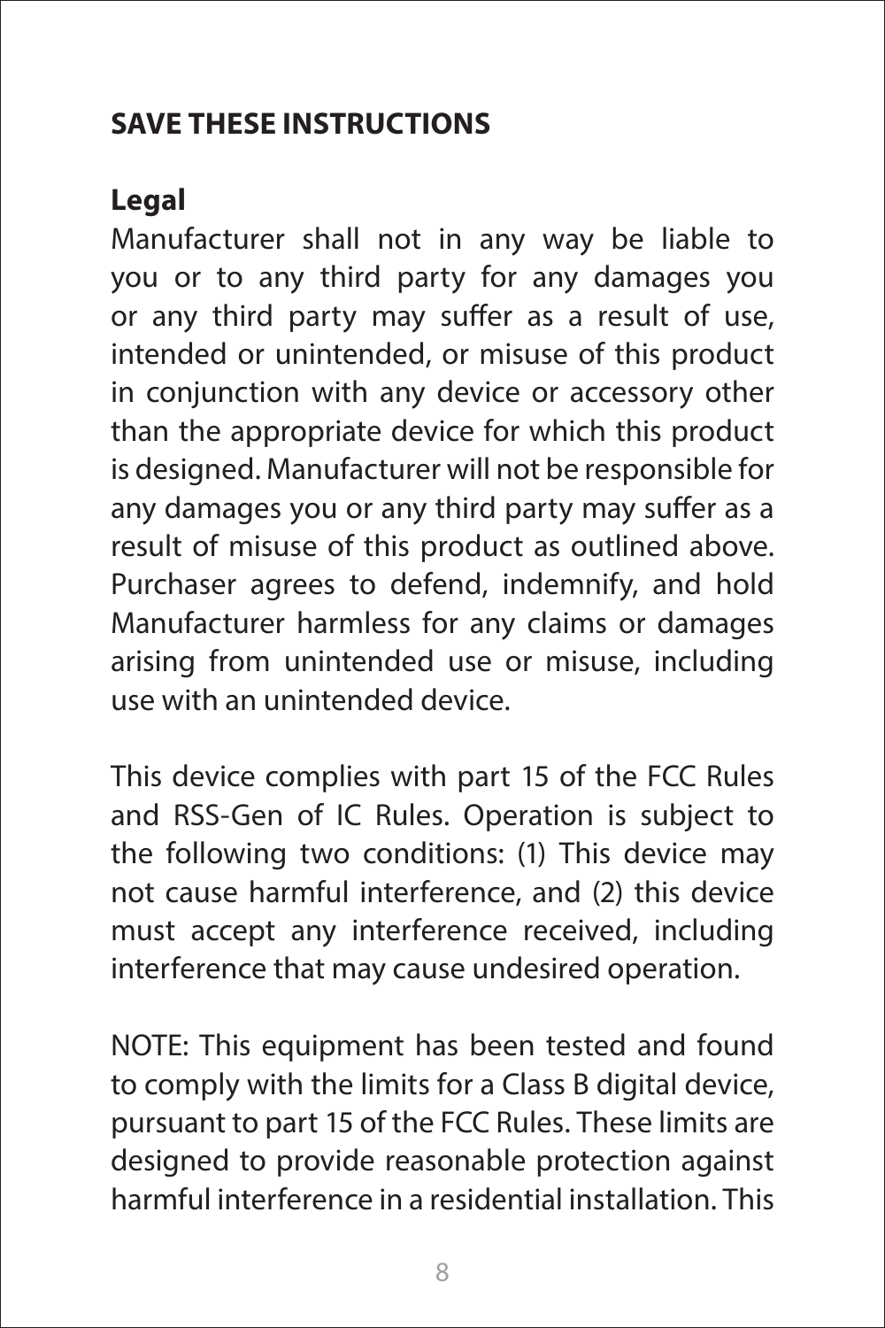## SAVE THESE INSTRUCTIONS

### Legal

Manufacturer shall not in any way be liable to you or to any third party for any damages you or any third party may suffer as a result of use, intended or unintended, or misuse of this product in conjunction with any device or accessory other than the appropriate device for which this product is designed. Manufacturer will not be responsible for any damages you or any third party may suffer as a result of misuse of this product as outlined above. Purchaser agrees to defend, indemnify, and hold Manufacturer harmless for any claims or damages arising from unintended use or misuse, including use with an unintended device.

This device complies with part 15 of the FCC Rules and RSS-Gen of IC Rules. Operation is subject to the following two conditions: (1) This device may not cause harmful interference, and (2) this device must accept any interference received, including interference that may cause undesired operation.

NOTE: This equipment has been tested and found to comply with the limits for a Class B digital device, pursuant to part 15 of the FCC Rules. These limits are designed to provide reasonable protection against harmful interference in a residential installation. This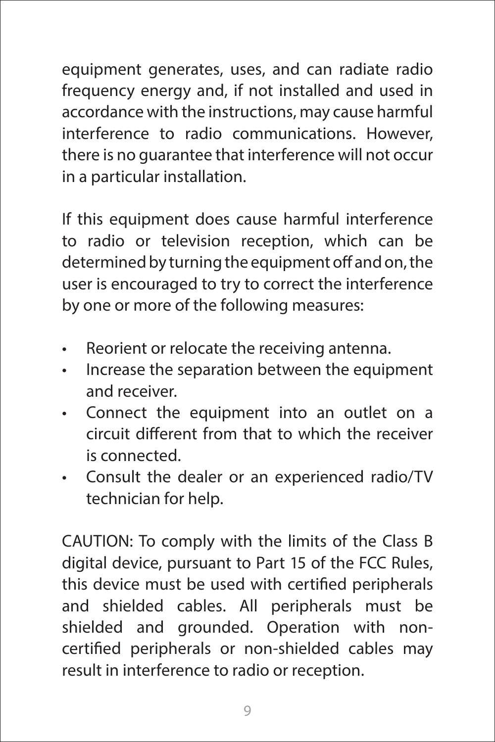equipment generates, uses, and can radiate radio frequency energy and, if not installed and used in accordance with the instructions, may cause harmful interference to radio communications. However, there is no guarantee that interference will not occur in a particular installation.

If this equipment does cause harmful interference to radio or television reception, which can be determined by turning the equipment off and on, the user is encouraged to try to correct the interference by one or more of the following measures:

- Reorient or relocate the receiving antenna.
- Increase the separation between the equipment and receiver.
- Connect the equipment into an outlet on a circuit different from that to which the receiver is connected.
- Consult the dealer or an experienced radio/TV technician for help.

CAUTION: To comply with the limits of the Class B digital device, pursuant to Part 15 of the FCC Rules, this device must be used with certified peripherals and shielded cables. All peripherals must be shielded and grounded. Operation with non-certified peripherals or non-shielded cables may result in interference to radio or reception.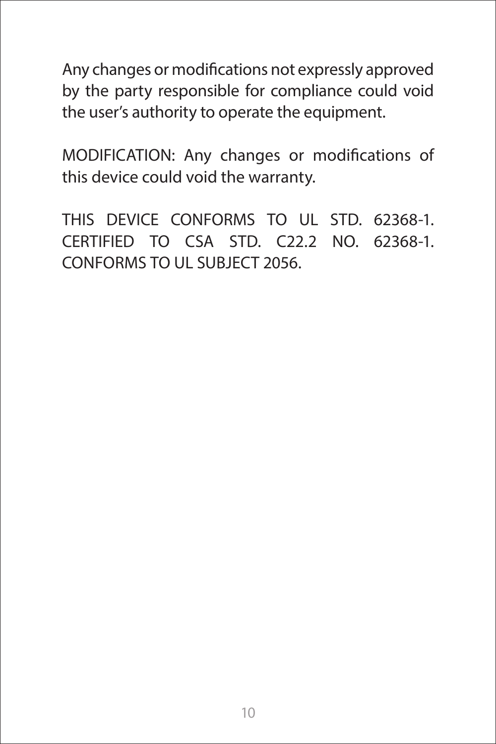Any changes or modifications not expressly approved by the party responsible for compliance could void the user's authority to operate the equipment.

MODIFICATION: Any changes or modifications of this device could void the warranty.

THIS DEVICE CONFORMS TO UL STD. 62368-1. CERTIFIED TO CSA STD. C22.2 NO. 62368-1. CONFORMS TO UL SUBJECT 2056.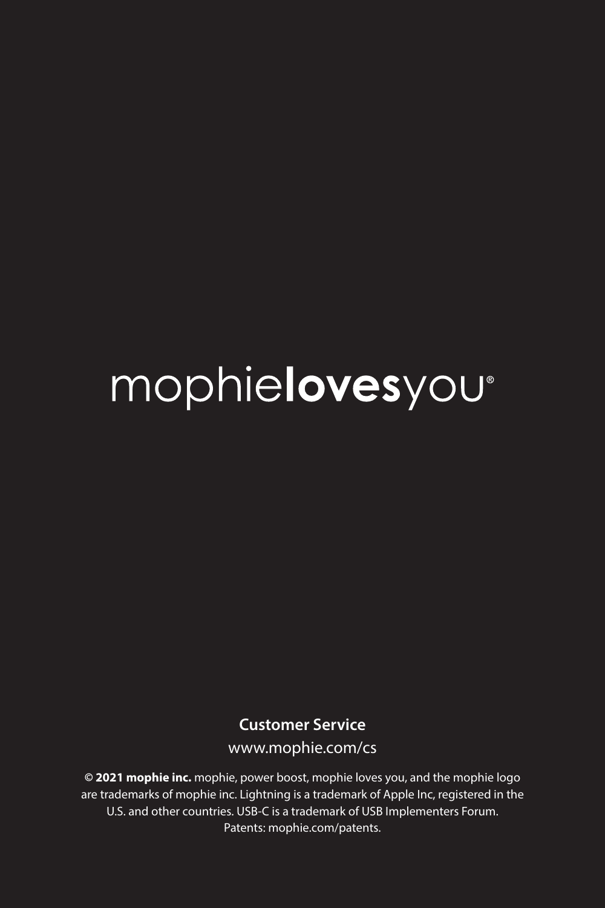mophie**loves**you®

**Customer Service**

www.mophie.com/cs

© **2021 mophie inc.** mophie, power boost, mophie loves you, and the mophie logo are trademarks of mophie inc. Lightning is a trademark of Apple Inc, registered in the U.S. and other countries. USB-C is a trademark of USB Implementers Forum. Patents: mophie.com/patents.